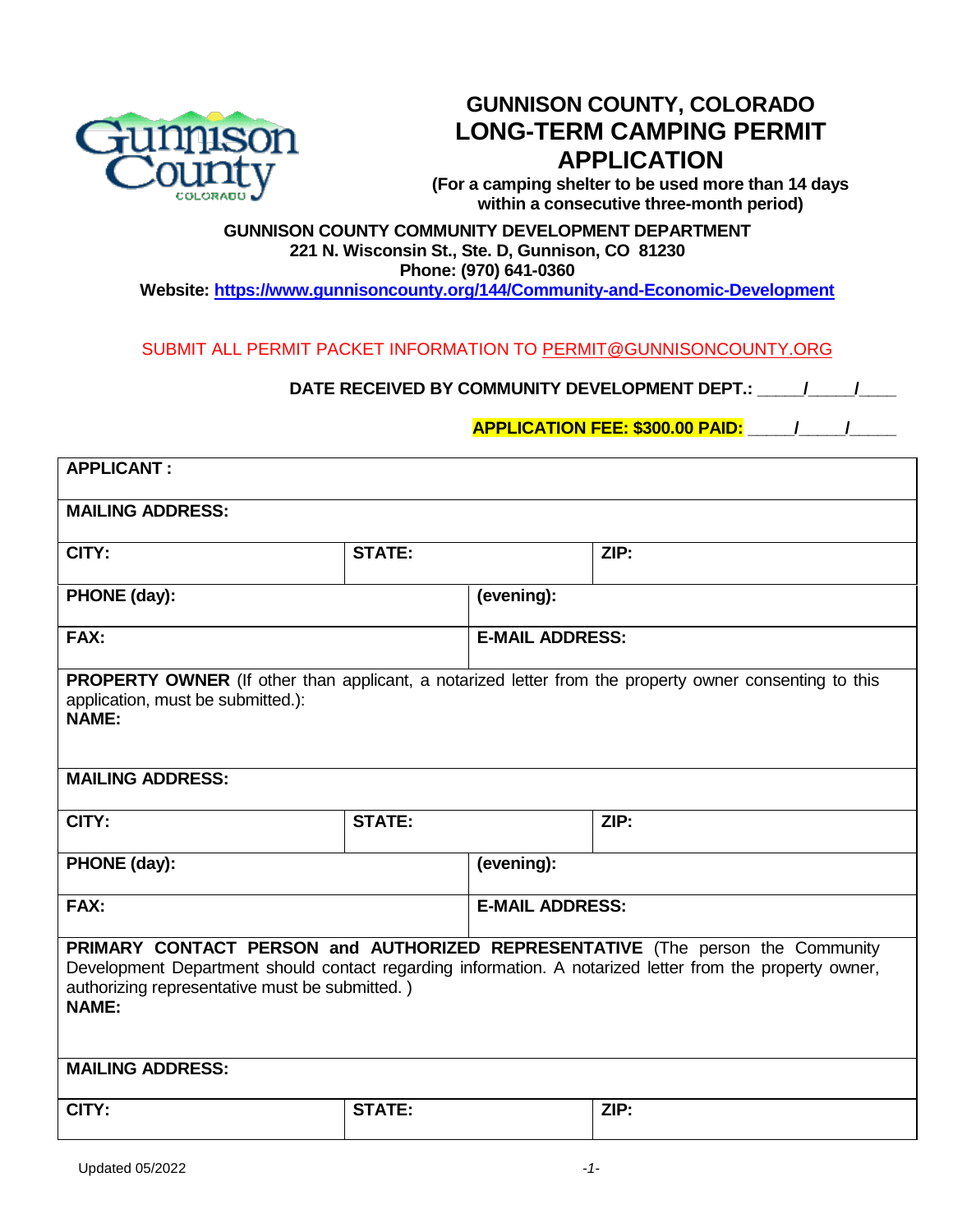# GUNNISON COUNTY, COLORADO
# LONG-TERM CAMPING PERMIT APPLICATION

**(For a camping shelter to be used more than 14 days within a consecutive three-month period)**

**GUNNISON COUNTY COMMUNITY DEVELOPMENT DEPARTMENT**
**221 N. Wisconsin St., Ste. D, Gunnison, CO 81230**
**Phone: (970) 641-0360**
**Website: https://www.gunnisoncounty.org/144/Community-and-Economic-Development**

SUBMIT ALL PERMIT PACKET INFORMATION TO PERMIT@GUNNISONCOUNTY.ORG

**DATE RECEIVED BY COMMUNITY DEVELOPMENT DEPT.: _____/_____/____**

**APPLICATION FEE: $300.00 PAID: _____/_____/_____**

| | | | |
|---|---|---|---|
| **APPLICANT :** | | | |
| **MAILING ADDRESS:** | | | |
| **CITY:** | **STATE:** | | **ZIP:** |
| **PHONE (day):** | | **(evening):** | |
| **FAX:** | | **E-MAIL ADDRESS:** | |
| **PROPERTY OWNER** (If other than applicant, a notarized letter from the property owner consenting to this application, must be submitted.): **NAME:** | | | |
| **MAILING ADDRESS:** | | | |
| **CITY:** | **STATE:** | | **ZIP:** |
| **PHONE (day):** | | **(evening):** | |
| **FAX:** | | **E-MAIL ADDRESS:** | |
| **PRIMARY CONTACT PERSON and AUTHORIZED REPRESENTATIVE** (The person the Community Development Department should contact regarding information. A notarized letter from the property owner, authorizing representative must be submitted. ) **NAME:** | | | |
| **MAILING ADDRESS:** | | | |
| **CITY:** | **STATE:** | | **ZIP:** |

Updated 05/2022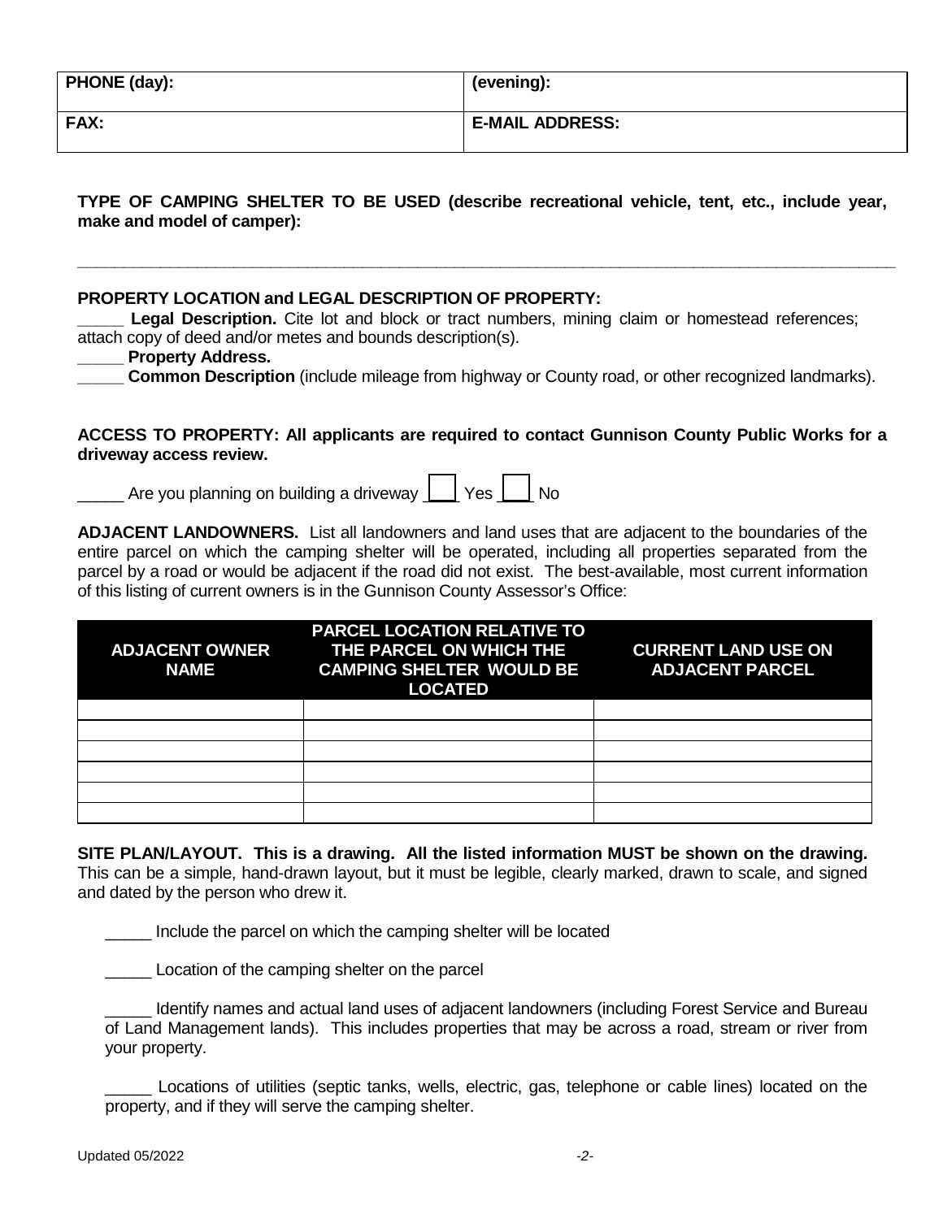| PHONE (day): | (evening): |
|---|---|
| FAX: | E-MAIL ADDRESS: |

**TYPE OF CAMPING SHELTER TO BE USED (describe recreational vehicle, tent, etc., include year, make and model of camper):**

___________________________________________________________________________________

**PROPERTY LOCATION and LEGAL DESCRIPTION OF PROPERTY:**

_____ **Legal Description.** Cite lot and block or tract numbers, mining claim or homestead references; attach copy of deed and/or metes and bounds description(s).

_____ **Property Address.**

_____ **Common Description** (include mileage from highway or County road, or other recognized landmarks).

**ACCESS TO PROPERTY: All applicants are required to contact Gunnison County Public Works for a driveway access review.**

_____ Are you planning on building a driveway ☐ Yes ☐ No

**ADJACENT LANDOWNERS.** List all landowners and land uses that are adjacent to the boundaries of the entire parcel on which the camping shelter will be operated, including all properties separated from the parcel by a road or would be adjacent if the road did not exist. The best-available, most current information of this listing of current owners is in the Gunnison County Assessor's Office:

| ADJACENT OWNER NAME | PARCEL LOCATION RELATIVE TO THE PARCEL ON WHICH THE CAMPING SHELTER WOULD BE LOCATED | CURRENT LAND USE ON ADJACENT PARCEL |
|---|---|---|
| | | |
| | | |
| | | |
| | | |
| | | |
| | | |

**SITE PLAN/LAYOUT. This is a drawing. All the listed information MUST be shown on the drawing.** This can be a simple, hand-drawn layout, but it must be legible, clearly marked, drawn to scale, and signed and dated by the person who drew it.

_____ Include the parcel on which the camping shelter will be located

_____ Location of the camping shelter on the parcel

_____ Identify names and actual land uses of adjacent landowners (including Forest Service and Bureau of Land Management lands). This includes properties that may be across a road, stream or river from your property.

_____ Locations of utilities (septic tanks, wells, electric, gas, telephone or cable lines) located on the property, and if they will serve the camping shelter.

Updated 05/2022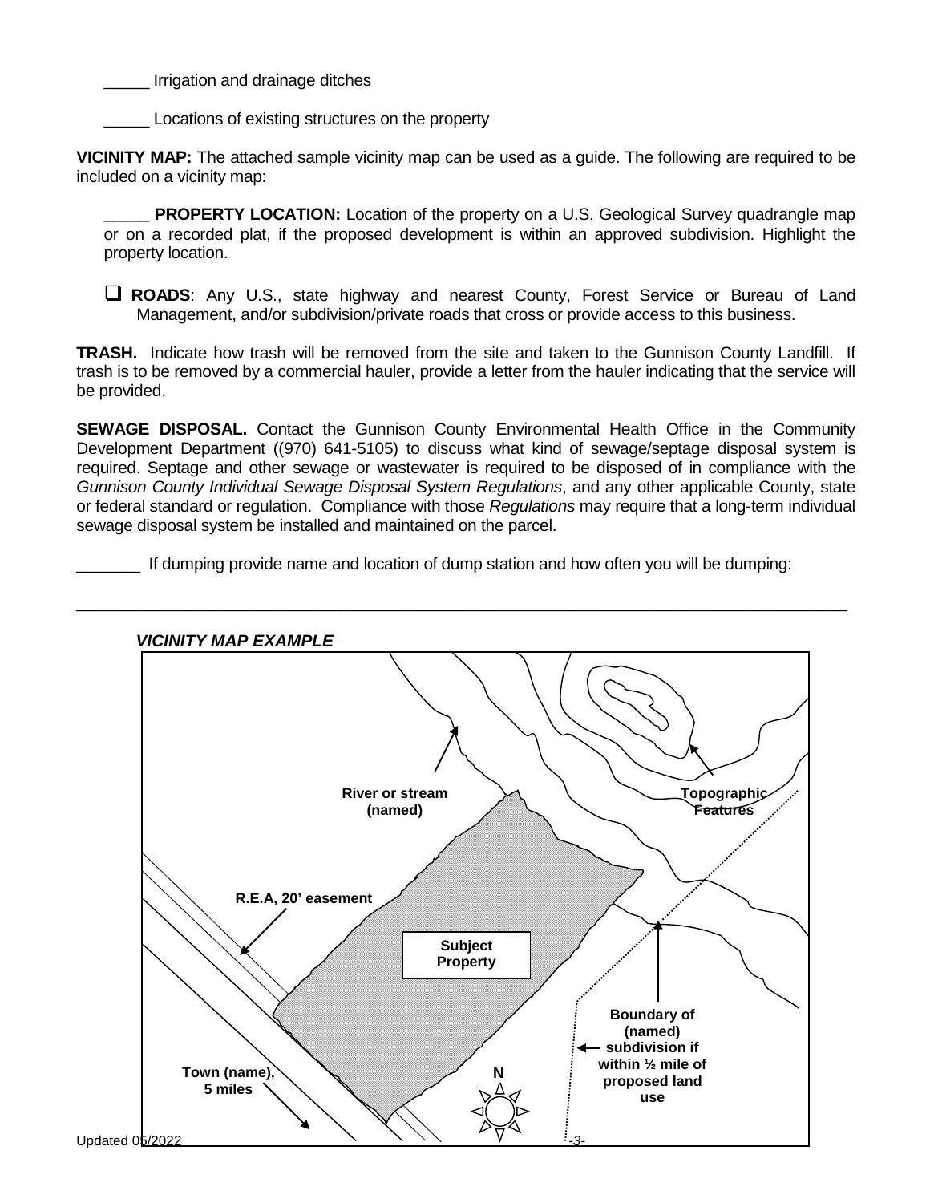_____ Irrigation and drainage ditches

_____ Locations of existing structures on the property

**VICINITY MAP:** The attached sample vicinity map can be used as a guide. The following are required to be included on a vicinity map:

_____ **PROPERTY LOCATION:** Location of the property on a U.S. Geological Survey quadrangle map or on a recorded plat, if the proposed development is within an approved subdivision. Highlight the property location.

❑ **ROADS**: Any U.S., state highway and nearest County, Forest Service or Bureau of Land Management, and/or subdivision/private roads that cross or provide access to this business.

**TRASH.** Indicate how trash will be removed from the site and taken to the Gunnison County Landfill. If trash is to be removed by a commercial hauler, provide a letter from the hauler indicating that the service will be provided.

**SEWAGE DISPOSAL.** Contact the Gunnison County Environmental Health Office in the Community Development Department ((970) 641-5105) to discuss what kind of sewage/septage disposal system is required. Septage and other sewage or wastewater is required to be disposed of in compliance with the *Gunnison County Individual Sewage Disposal System Regulations*, and any other applicable County, state or federal standard or regulation. Compliance with those *Regulations* may require that a long-term individual sewage disposal system be installed and maintained on the parcel.

_______ If dumping provide name and location of dump station and how often you will be dumping:

_____________________________________________________________________________________

***VICINITY MAP EXAMPLE***

River or stream (named)

Topographic Features

R.E.A, 20' easement

Subject Property

Boundary of (named) subdivision if within ½ mile of proposed land use

Town (name), 5 miles

N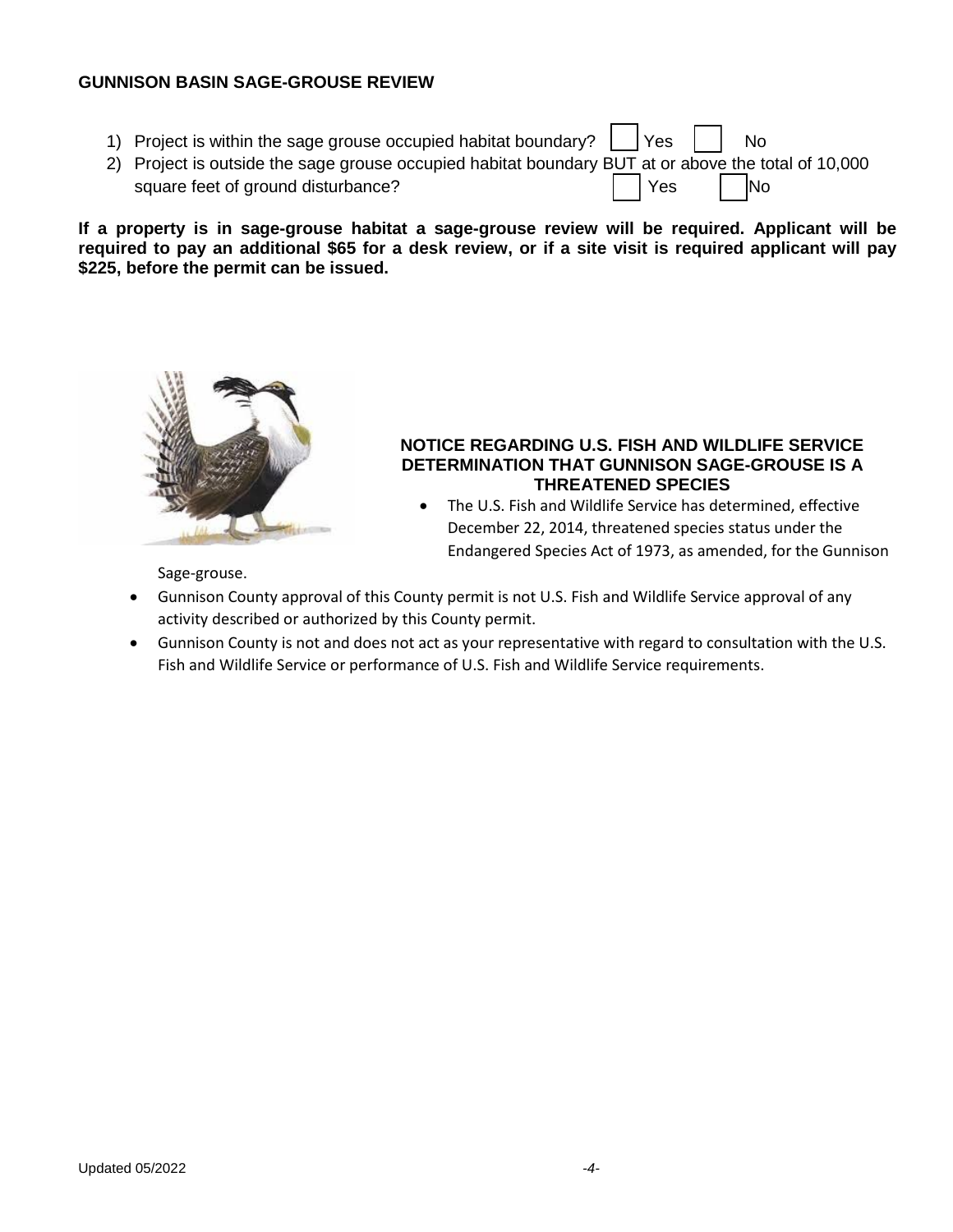## GUNNISON BASIN SAGE-GROUSE REVIEW

1) Project is within the sage grouse occupied habitat boundary? ☐ Yes ☐ No
2) Project is outside the sage grouse occupied habitat boundary BUT at or above the total of 10,000 square feet of ground disturbance? ☐ Yes ☐ No

**If a property is in sage-grouse habitat a sage-grouse review will be required. Applicant will be required to pay an additional $65 for a desk review, or if a site visit is required applicant will pay $225, before the permit can be issued.**

### NOTICE REGARDING U.S. FISH AND WILDLIFE SERVICE DETERMINATION THAT GUNNISON SAGE-GROUSE IS A THREATENED SPECIES

- The U.S. Fish and Wildlife Service has determined, effective December 22, 2014, threatened species status under the Endangered Species Act of 1973, as amended, for the Gunnison Sage-grouse.
- Gunnison County approval of this County permit is not U.S. Fish and Wildlife Service approval of any activity described or authorized by this County permit.
- Gunnison County is not and does not act as your representative with regard to consultation with the U.S. Fish and Wildlife Service or performance of U.S. Fish and Wildlife Service requirements.

Updated 05/2022